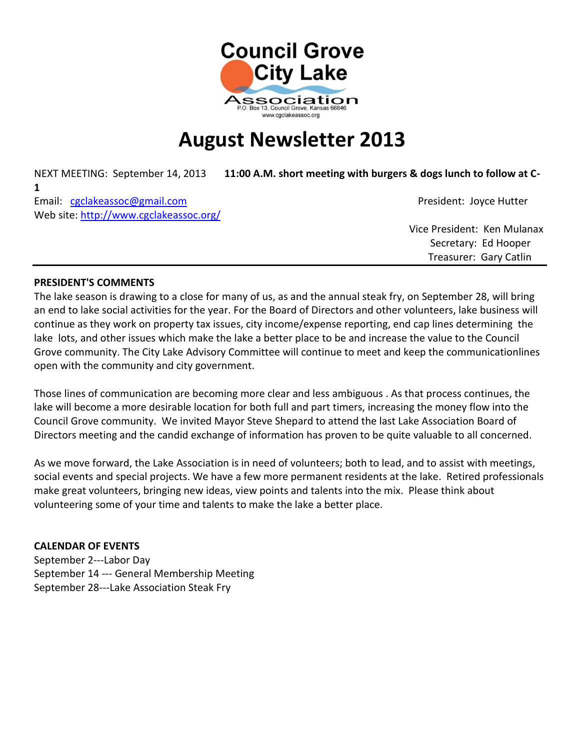Council Grove City Lake Association
P.O. Box 13, Council Grove, Kansas 66846
www.cgclakeassoc.org

# August Newsletter 2013

NEXT MEETING: September 14, 2013 **11:00 A.M. short meeting with burgers & dogs lunch to follow at C-1**

Email: cgclakeassoc@gmail.com

Web site: http://www.cgclakeassoc.org/

President: Joyce Hutter

Vice President: Ken Mulanax

Secretary: Ed Hooper

Treasurer: Gary Catlin

---

**PRESIDENT'S COMMENTS**

The lake season is drawing to a close for many of us, as and the annual steak fry, on September 28, will bring an end to lake social activities for the year. For the Board of Directors and other volunteers, lake business will continue as they work on property tax issues, city income/expense reporting, end cap lines determining the lake lots, and other issues which make the lake a better place to be and increase the value to the Council Grove community. The City Lake Advisory Committee will continue to meet and keep the communicationlines open with the community and city government.

Those lines of communication are becoming more clear and less ambiguous . As that process continues, the lake will become a more desirable location for both full and part timers, increasing the money flow into the Council Grove community. We invited Mayor Steve Shepard to attend the last Lake Association Board of Directors meeting and the candid exchange of information has proven to be quite valuable to all concerned.

As we move forward, the Lake Association is in need of volunteers; both to lead, and to assist with meetings, social events and special projects. We have a few more permanent residents at the lake. Retired professionals make great volunteers, bringing new ideas, view points and talents into the mix. Please think about volunteering some of your time and talents to make the lake a better place.

**CALENDAR OF EVENTS**

September 2---Labor Day

September 14 --- General Membership Meeting

September 28---Lake Association Steak Fry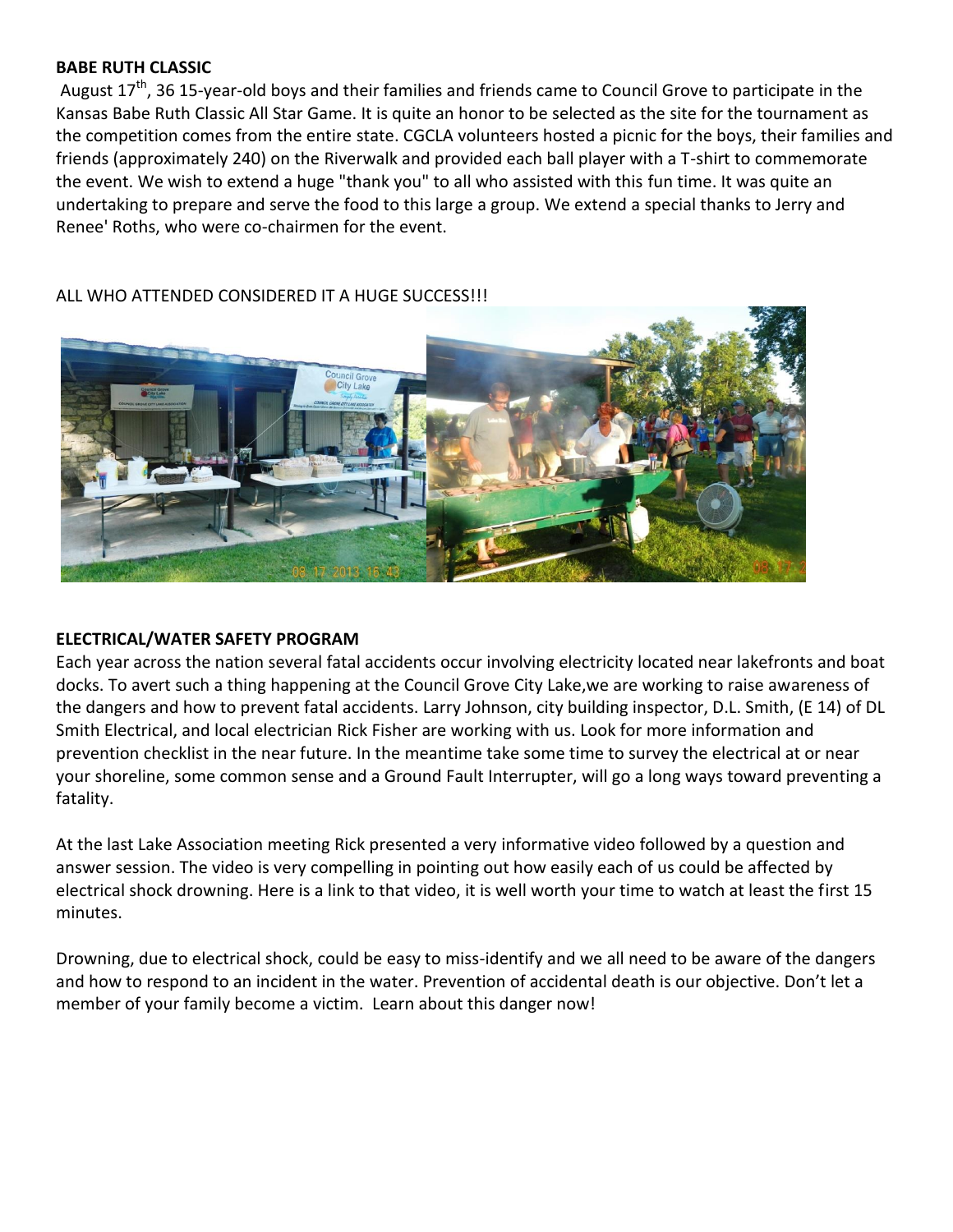**BABE RUTH CLASSIC**

August 17th, 36 15-year-old boys and their families and friends came to Council Grove to participate in the Kansas Babe Ruth Classic All Star Game. It is quite an honor to be selected as the site for the tournament as the competition comes from the entire state. CGCLA volunteers hosted a picnic for the boys, their families and friends (approximately 240) on the Riverwalk and provided each ball player with a T-shirt to commemorate the event. We wish to extend a huge "thank you" to all who assisted with this fun time. It was quite an undertaking to prepare and serve the food to this large a group. We extend a special thanks to Jerry and Renee' Roths, who were co-chairmen for the event.

ALL WHO ATTENDED CONSIDERED IT A HUGE SUCCESS!!!

**ELECTRICAL/WATER SAFETY PROGRAM**

Each year across the nation several fatal accidents occur involving electricity located near lakefronts and boat docks. To avert such a thing happening at the Council Grove City Lake,we are working to raise awareness of the dangers and how to prevent fatal accidents. Larry Johnson, city building inspector, D.L. Smith, (E 14) of DL Smith Electrical, and local electrician Rick Fisher are working with us. Look for more information and prevention checklist in the near future. In the meantime take some time to survey the electrical at or near your shoreline, some common sense and a Ground Fault Interrupter, will go a long ways toward preventing a fatality.

At the last Lake Association meeting Rick presented a very informative video followed by a question and answer session. The video is very compelling in pointing out how easily each of us could be affected by electrical shock drowning. Here is a link to that video, it is well worth your time to watch at least the first 15 minutes.

Drowning, due to electrical shock, could be easy to miss-identify and we all need to be aware of the dangers and how to respond to an incident in the water. Prevention of accidental death is our objective. Don't let a member of your family become a victim. Learn about this danger now!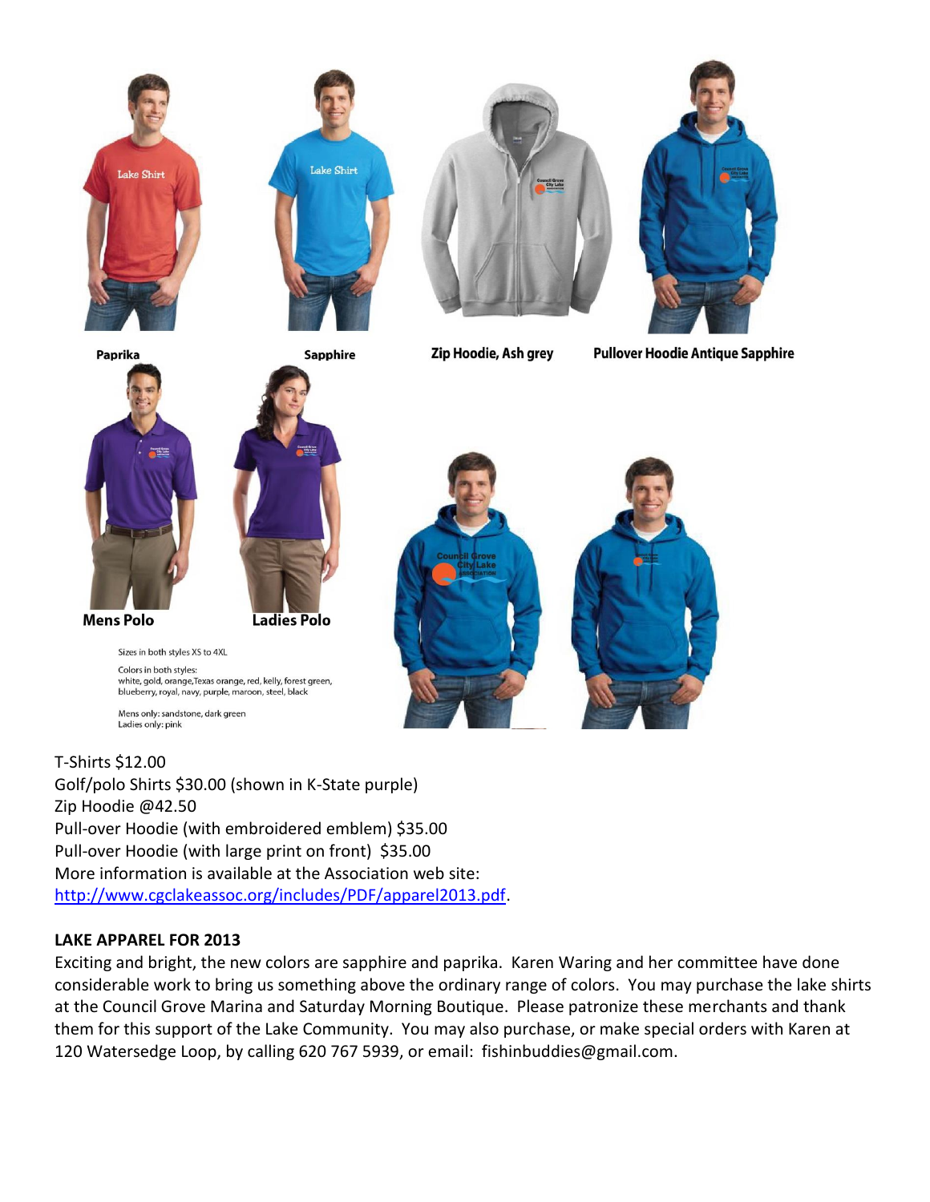Paprika

Sapphire

Zip Hoodie, Ash grey

Pullover Hoodie Antique Sapphire

Mens Polo

Ladies Polo

Sizes in both styles XS to 4XL

Colors in both styles:
white, gold, orange,Texas orange, red, kelly, forest green, blueberry, royal, navy, purple, maroon, steel, black

Mens only: sandstone, dark green
Ladies only: pink

T-Shirts $12.00
Golf/polo Shirts $30.00 (shown in K-State purple)
Zip Hoodie @42.50
Pull-over Hoodie (with embroidered emblem) $35.00
Pull-over Hoodie (with large print on front) $35.00
More information is available at the Association web site:
http://www.cgclakeassoc.org/includes/PDF/apparel2013.pdf.

**LAKE APPAREL FOR 2013**

Exciting and bright, the new colors are sapphire and paprika. Karen Waring and her committee have done considerable work to bring us something above the ordinary range of colors. You may purchase the lake shirts at the Council Grove Marina and Saturday Morning Boutique. Please patronize these merchants and thank them for this support of the Lake Community. You may also purchase, or make special orders with Karen at 120 Watersedge Loop, by calling 620 767 5939, or email: fishinbuddies@gmail.com.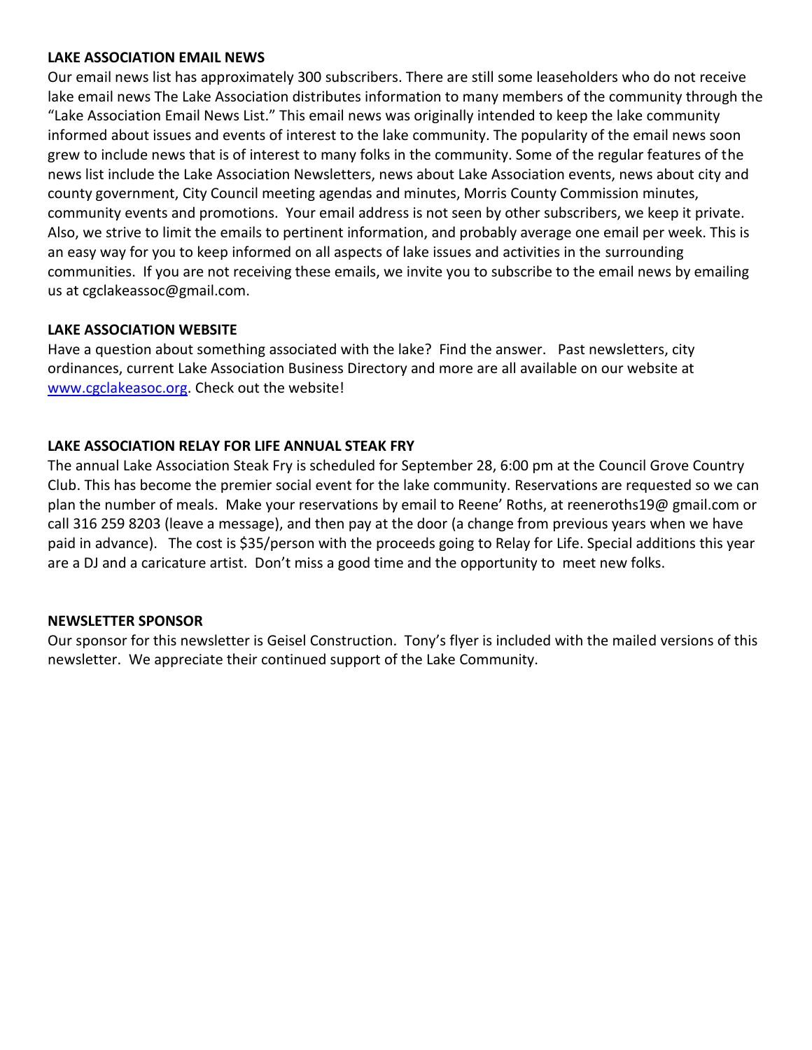**LAKE ASSOCIATION EMAIL NEWS**

Our email news list has approximately 300 subscribers. There are still some leaseholders who do not receive lake email news The Lake Association distributes information to many members of the community through the "Lake Association Email News List." This email news was originally intended to keep the lake community informed about issues and events of interest to the lake community. The popularity of the email news soon grew to include news that is of interest to many folks in the community. Some of the regular features of the news list include the Lake Association Newsletters, news about Lake Association events, news about city and county government, City Council meeting agendas and minutes, Morris County Commission minutes, community events and promotions. Your email address is not seen by other subscribers, we keep it private. Also, we strive to limit the emails to pertinent information, and probably average one email per week. This is an easy way for you to keep informed on all aspects of lake issues and activities in the surrounding communities. If you are not receiving these emails, we invite you to subscribe to the email news by emailing us at cgclakeassoc@gmail.com.

**LAKE ASSOCIATION WEBSITE**

Have a question about something associated with the lake? Find the answer. Past newsletters, city ordinances, current Lake Association Business Directory and more are all available on our website at www.cgclakeasoc.org. Check out the website!

**LAKE ASSOCIATION RELAY FOR LIFE ANNUAL STEAK FRY**

The annual Lake Association Steak Fry is scheduled for September 28, 6:00 pm at the Council Grove Country Club. This has become the premier social event for the lake community. Reservations are requested so we can plan the number of meals. Make your reservations by email to Reene' Roths, at reeneroths19@ gmail.com or call 316 259 8203 (leave a message), and then pay at the door (a change from previous years when we have paid in advance). The cost is $35/person with the proceeds going to Relay for Life. Special additions this year are a DJ and a caricature artist. Don't miss a good time and the opportunity to meet new folks.

**NEWSLETTER SPONSOR**

Our sponsor for this newsletter is Geisel Construction. Tony's flyer is included with the mailed versions of this newsletter. We appreciate their continued support of the Lake Community.